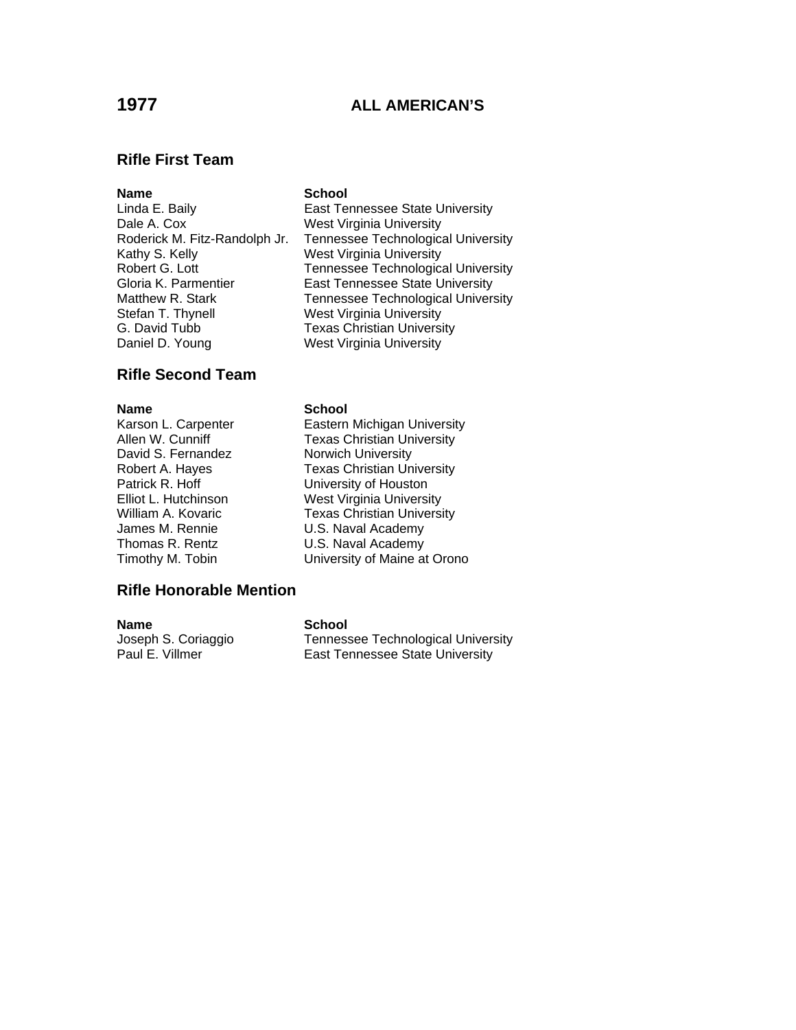# 1977 ALL AMERICAN'S

## Rifle First Team

| Name | School |
|---|---|
| Linda E. Baily | East Tennessee State University |
| Dale A. Cox | West Virginia University |
| Roderick M. Fitz-Randolph Jr. | Tennessee Technological University |
| Kathy S. Kelly | West Virginia University |
| Robert G. Lott | Tennessee Technological University |
| Gloria K. Parmentier | East Tennessee State University |
| Matthew R. Stark | Tennessee Technological University |
| Stefan T. Thynell | West Virginia University |
| G. David Tubb | Texas Christian University |
| Daniel D. Young | West Virginia University |

## Rifle Second Team

| Name | School |
|---|---|
| Karson L. Carpenter | Eastern Michigan University |
| Allen W. Cunniff | Texas Christian University |
| David S. Fernandez | Norwich University |
| Robert A. Hayes | Texas Christian University |
| Patrick R. Hoff | University of Houston |
| Elliot L. Hutchinson | West Virginia University |
| William A. Kovaric | Texas Christian University |
| James M. Rennie | U.S. Naval Academy |
| Thomas R. Rentz | U.S. Naval Academy |
| Timothy M. Tobin | University of Maine at Orono |

## Rifle Honorable Mention

| Name | School |
|---|---|
| Joseph S. Coriaggio | Tennessee Technological University |
| Paul E. Villmer | East Tennessee State University |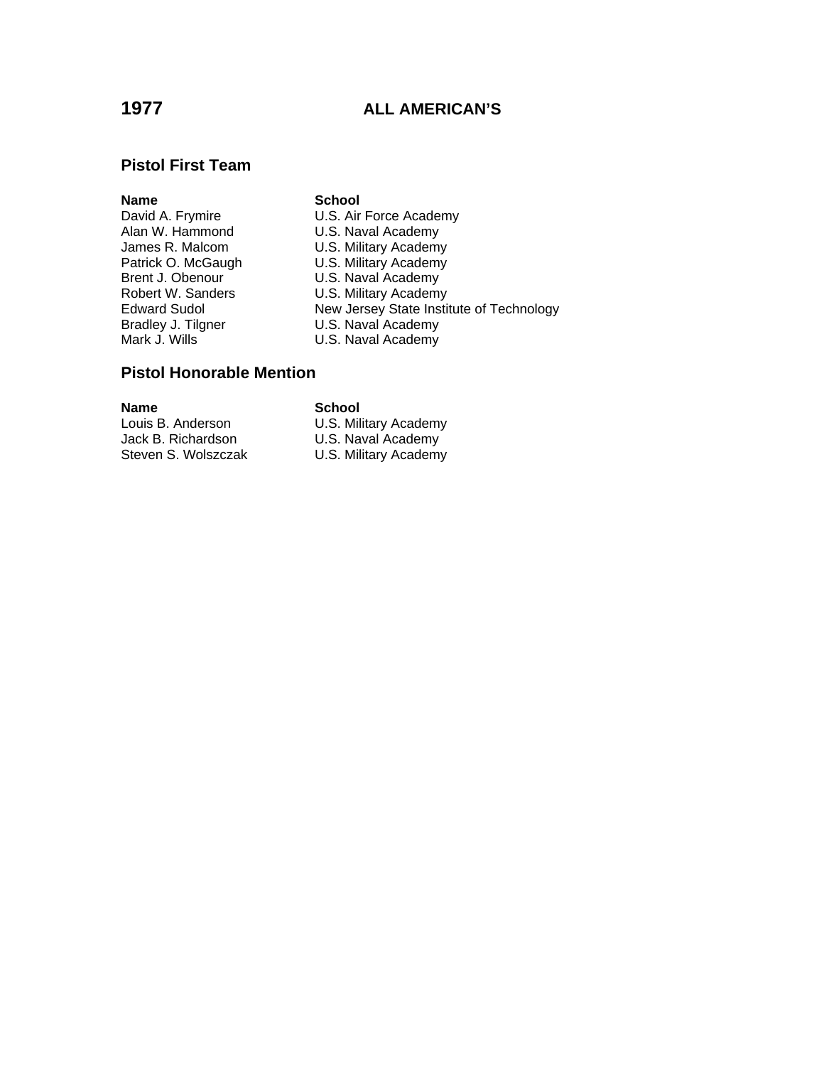# 1977 ALL AMERICAN'S

## Pistol First Team

| Name | School |
|---|---|
| David A. Frymire | U.S. Air Force Academy |
| Alan W. Hammond | U.S. Naval Academy |
| James R. Malcom | U.S. Military Academy |
| Patrick O. McGaugh | U.S. Military Academy |
| Brent J. Obenour | U.S. Naval Academy |
| Robert W. Sanders | U.S. Military Academy |
| Edward Sudol | New Jersey State Institute of Technology |
| Bradley J. Tilgner | U.S. Naval Academy |
| Mark J. Wills | U.S. Naval Academy |

## Pistol Honorable Mention

| Name | School |
|---|---|
| Louis B. Anderson | U.S. Military Academy |
| Jack B. Richardson | U.S. Naval Academy |
| Steven S. Wolszczak | U.S. Military Academy |